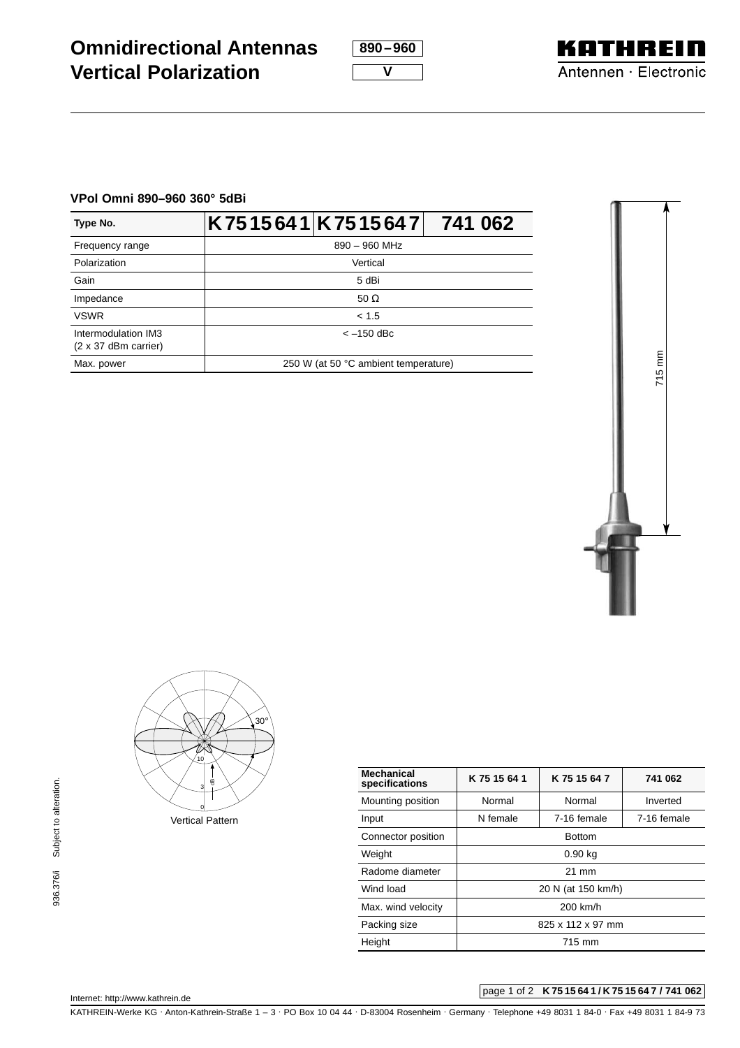# Omnidirectional Antennas Vertical Polarization

890–960

V

KATHREIN
Antennen · Electronic

### VPol Omni 890–960 360° 5dBi

| Type No. | K 75 15 64 1 | K 75 15 64 7 | 741 062 |
|---|---|---|---|
| Frequency range | 890 – 960 MHz | | |
| Polarization | Vertical | | |
| Gain | 5 dBi | | |
| Impedance | 50 Ω | | |
| VSWR | < 1.5 | | |
| Intermodulation IM3 (2 x 37 dBm carrier) | < –150 dBc | | |
| Max. power | 250 W (at 50 °C ambient temperature) | | |

715 mm

30°

10

3

0

dB

Vertical Pattern

| Mechanical specifications | K 75 15 64 1 | K 75 15 64 7 | 741 062 |
|---|---|---|---|
| Mounting position | Normal | Normal | Inverted |
| Input | N female | 7-16 female | 7-16 female |
| Connector position | Bottom | | |
| Weight | 0.90 kg | | |
| Radome diameter | 21 mm | | |
| Wind load | 20 N (at 150 km/h) | | |
| Max. wind velocity | 200 km/h | | |
| Packing size | 825 x 112 x 97 mm | | |
| Height | 715 mm | | |

936.376/i Subject to alteration.

Internet: http://www.kathrein.de

KATHREIN-Werke KG · Anton-Kathrein-Straße 1 – 3 · PO Box 10 04 44 · D-83004 Rosenheim · Germany · Telephone +49 8031 1 84-0 · Fax +49 8031 1 84-9 73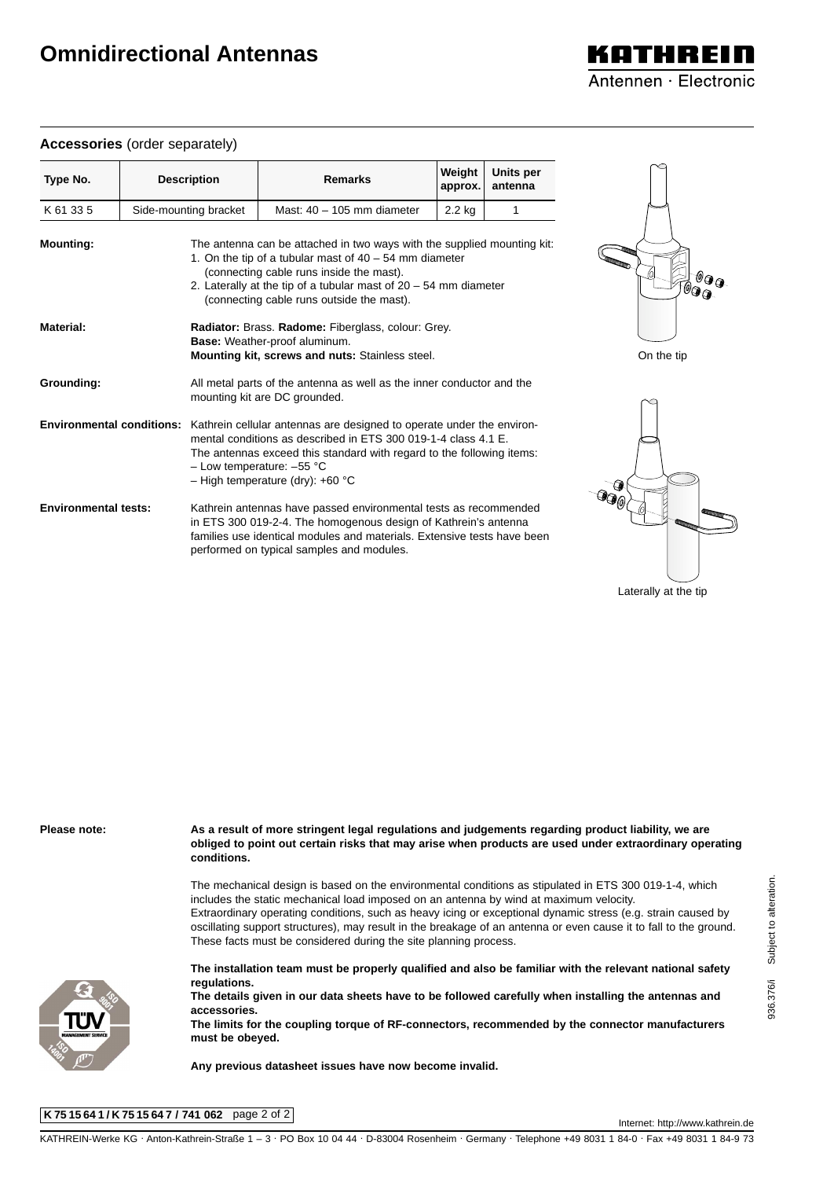# Omnidirectional Antennas

**Accessories** (order separately)

| Type No. | Description | Remarks | Weight approx. | Units per antenna |
|---|---|---|---|---|
| K 61 33 5 | Side-mounting bracket | Mast: 40 – 105 mm diameter | 2.2 kg | 1 |

**Mounting:** The antenna can be attached in two ways with the supplied mounting kit:
1. On the tip of a tubular mast of 40 – 54 mm diameter (connecting cable runs inside the mast).
2. Laterally at the tip of a tubular mast of 20 – 54 mm diameter (connecting cable runs outside the mast).

**Material:** **Radiator:** Brass. **Radome:** Fiberglass, colour: Grey.
**Base:** Weather-proof aluminum.
**Mounting kit, screws and nuts:** Stainless steel.

**Grounding:** All metal parts of the antenna as well as the inner conductor and the mounting kit are DC grounded.

**Environmental conditions:** Kathrein cellular antennas are designed to operate under the environmental conditions as described in ETS 300 019-1-4 class 4.1 E. The antennas exceed this standard with regard to the following items:
– Low temperature: –55 °C
– High temperature (dry): +60 °C

**Environmental tests:** Kathrein antennas have passed environmental tests as recommended in ETS 300 019-2-4. The homogenous design of Kathrein's antenna families use identical modules and materials. Extensive tests have been performed on typical samples and modules.

On the tip

Laterally at the tip

**Please note:** **As a result of more stringent legal regulations and judgements regarding product liability, we are obliged to point out certain risks that may arise when products are used under extraordinary operating conditions.**

The mechanical design is based on the environmental conditions as stipulated in ETS 300 019-1-4, which includes the static mechanical load imposed on an antenna by wind at maximum velocity.
Extraordinary operating conditions, such as heavy icing or exceptional dynamic stress (e.g. strain caused by oscillating support structures), may result in the breakage of an antenna or even cause it to fall to the ground. These facts must be considered during the site planning process.

**The installation team must be properly qualified and also be familiar with the relevant national safety regulations.**
**The details given in our data sheets have to be followed carefully when installing the antennas and accessories.**
**The limits for the coupling torque of RF-connectors, recommended by the connector manufacturers must be obeyed.**

**Any previous datasheet issues have now become invalid.**

936.376/i Subject to alteration.

**K 75 15 64 1 / K 75 15 64 7 / 741 062**

Internet: http://www.kathrein.de

KATHREIN-Werke KG · Anton-Kathrein-Straße 1 – 3 · PO Box 10 04 44 · D-83004 Rosenheim · Germany · Telephone +49 8031 1 84-0 · Fax +49 8031 1 84-9 73